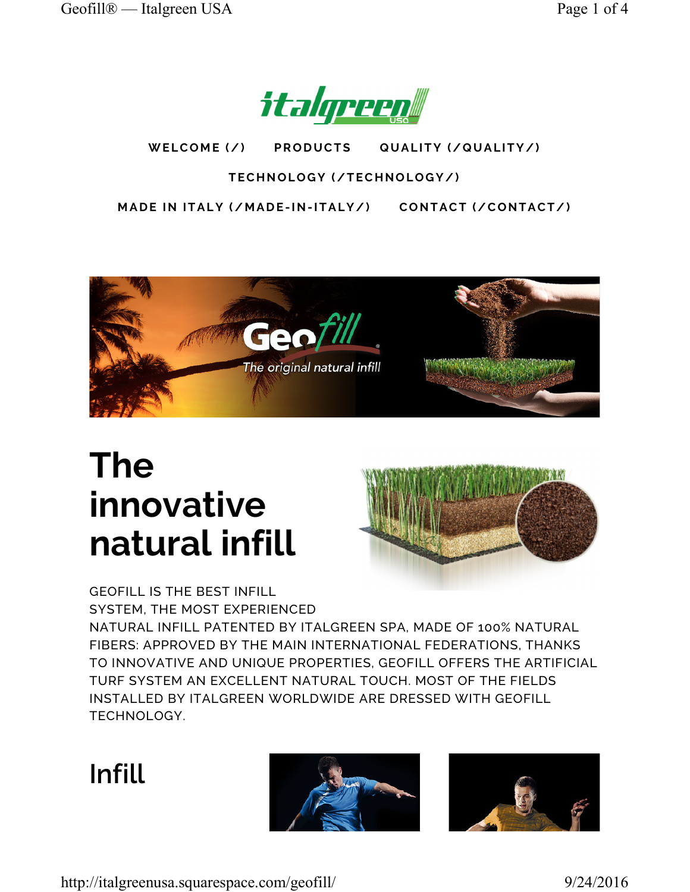WELCOME (/) PRODUCTS QUALITY (/QUALITY/)

TECHNOLOGY (/TECHNOLOGY/)

MADE IN ITALY (/MADE-IN-ITALY/) CONTACT (/CONTACT/)

# The innovative natural infill

GEOFILL IS THE BEST INFILL SYSTEM, THE MOST EXPERIENCED NATURAL INFILL PATENTED BY ITALGREEN SPA, MADE OF 100% NATURAL FIBERS: APPROVED BY THE MAIN INTERNATIONAL FEDERATIONS, THANKS TO INNOVATIVE AND UNIQUE PROPERTIES, GEOFILL OFFERS THE ARTIFICIAL TURF SYSTEM AN EXCELLENT NATURAL TOUCH. MOST OF THE FIELDS INSTALLED BY ITALGREEN WORLDWIDE ARE DRESSED WITH GEOFILL TECHNOLOGY.

## Infill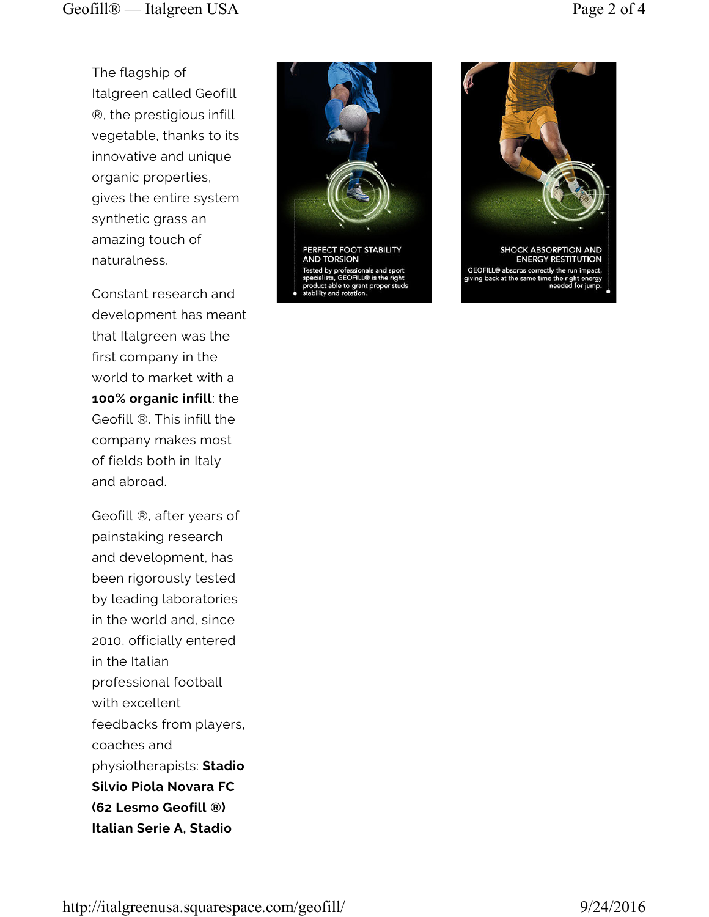The flagship of Italgreen called Geofill ®, the prestigious infill vegetable, thanks to its innovative and unique organic properties, gives the entire system synthetic grass an amazing touch of naturalness.

Constant research and development has meant that Italgreen was the first company in the world to market with a **100% organic infill**: the Geofill ®. This infill the company makes most of fields both in Italy and abroad.

Geofill ®, after years of painstaking research and development, has been rigorously tested by leading laboratories in the world and, since 2010, officially entered in the Italian professional football with excellent feedbacks from players, coaches and physiotherapists: **Stadio Silvio Piola Novara FC (62 Lesmo Geofill ®) Italian Serie A, Stadio**

PERFECT FOOT STABILITY AND TORSION

Tested by professionals and sport specialists, GEOFILL® is the right product able to grant proper studs stability and rotation.

SHOCK ABSORPTION AND ENERGY RESTITUTION

GEOFILL® absorbs correctly the run impact, giving back at the same time the right energy needed for jump.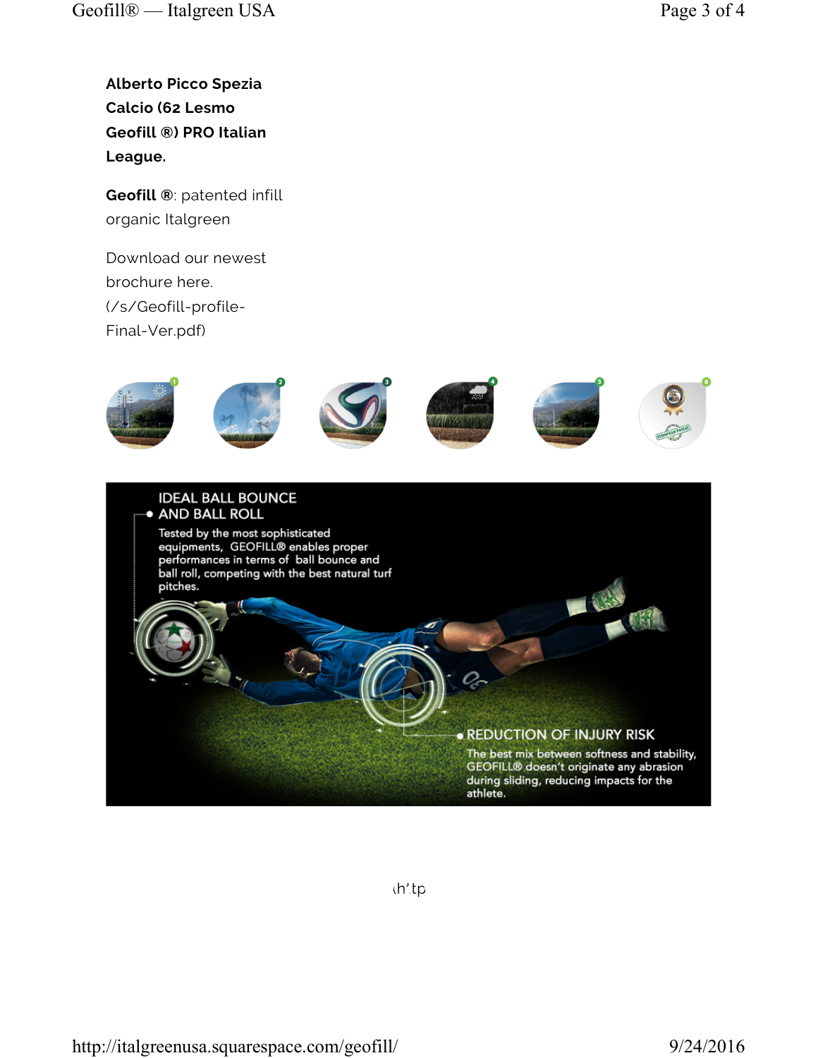**Alberto Picco Spezia Calcio (62 Lesmo Geofill ®) PRO Italian League.**

**Geofill ®**: patented infill organic Italgreen

Download our newest brochure here. (/s/Geofill-profile-Final-Ver.pdf)

IDEAL BALL BOUNCE AND BALL ROLL

Tested by the most sophisticated equipments, GEOFILL® enables proper performances in terms of ball bounce and ball roll, competing with the best natural turf pitches.

REDUCTION OF INJURY RISK

The best mix between softness and stability, GEOFILL® doesn't originate any abrasion during sliding, reducing impacts for the athlete.

(h'tp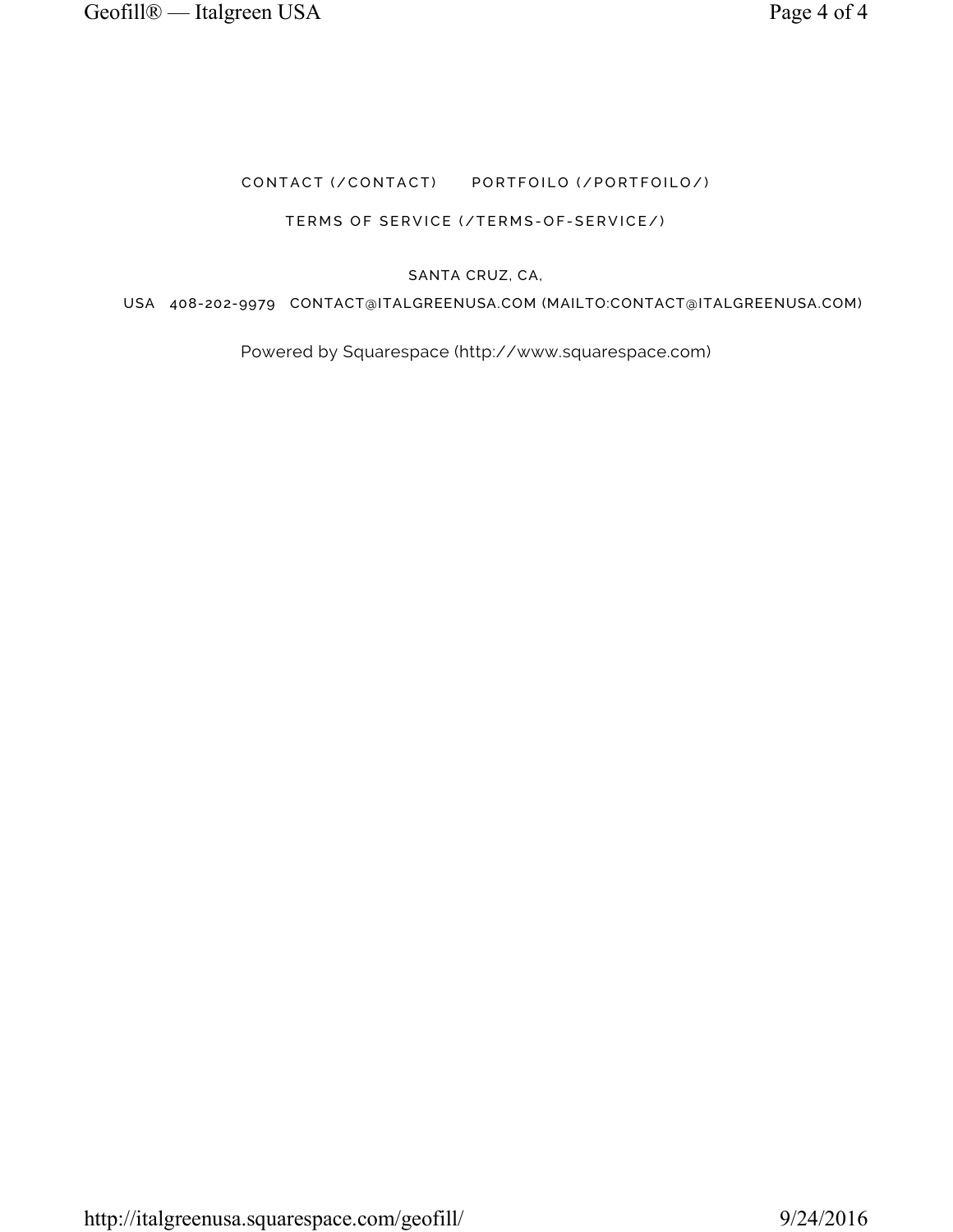CONTACT (/CONTACT) PORTFOILO (/PORTFOILO/)

TERMS OF SERVICE (/TERMS-OF-SERVICE/)

SANTA CRUZ, CA,

USA 408-202-9979 CONTACT@ITALGREENUSA.COM (MAILTO:CONTACT@ITALGREENUSA.COM)

Powered by Squarespace (http://www.squarespace.com)